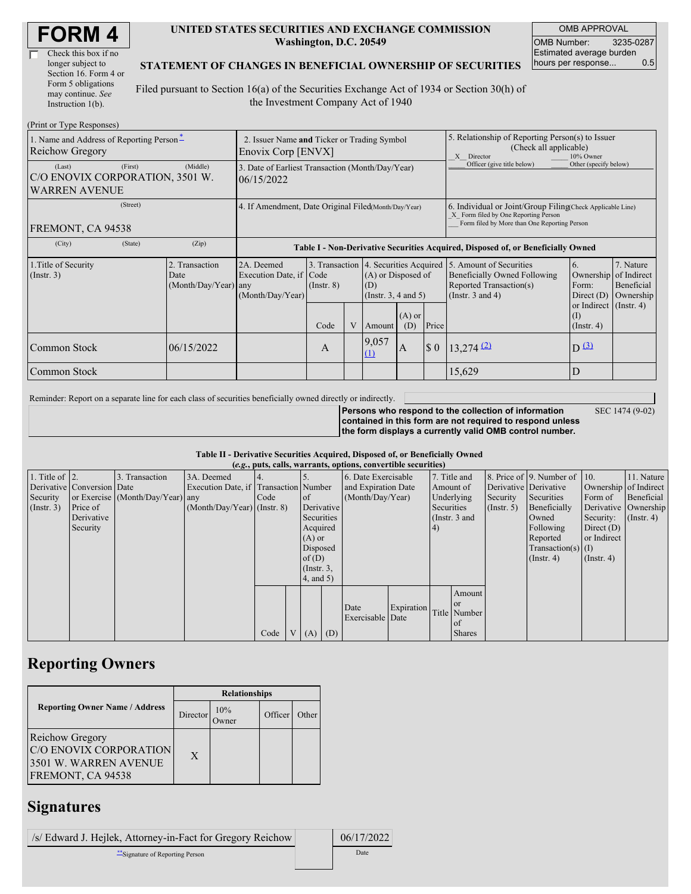# FORM 4

☐ Check this box if no longer subject to Section 16. Form 4 or Form 5 obligations may continue. *See* Instruction 1(b).

**UNITED STATES SECURITIES AND EXCHANGE COMMISSION**
**Washington, D.C. 20549**

**STATEMENT OF CHANGES IN BENEFICIAL OWNERSHIP OF SECURITIES**

Filed pursuant to Section 16(a) of the Securities Exchange Act of 1934 or Section 30(h) of the Investment Company Act of 1940

| OMB APPROVAL | |
|---|---|
| OMB Number: | 3235-0287 |
| Estimated average burden hours per response... | 0.5 |

(Print or Type Responses)

| 1. Name and Address of Reporting Person * | 2. Issuer Name and Ticker or Trading Symbol | 5. Relationship of Reporting Person(s) to Issuer (Check all applicable) |
|---|---|---|
| Reichow Gregory | Enovix Corp [ENVX] | _X_ Director ___ 10% Owner ___ Officer (give title below) ___ Other (specify below) |
| (Last) (First) (Middle) C/O ENOVIX CORPORATION, 3501 W. WARREN AVENUE | 3. Date of Earliest Transaction (Month/Day/Year) 06/15/2022 | |
| (Street) FREMONT, CA 94538 | 4. If Amendment, Date Original Filed (Month/Day/Year) | 6. Individual or Joint/Group Filing (Check Applicable Line) _X_ Form filed by One Reporting Person ___ Form filed by More than One Reporting Person |
| (City) (State) (Zip) | | |

**Table I - Non-Derivative Securities Acquired, Disposed of, or Beneficially Owned**

| 1.Title of Security (Instr. 3) | 2. Transaction Date (Month/Day/Year) | 2A. Deemed Execution Date, if any (Month/Day/Year) | 3. Transaction Code (Instr. 8) Code | V | 4. Securities Acquired (A) or Disposed of (D) (Instr. 3, 4 and 5) Amount | (A) or (D) | Price | 5. Amount of Securities Beneficially Owned Following Reported Transaction(s) (Instr. 3 and 4) | 6. Ownership Form: Direct (D) or Indirect (I) (Instr. 4) | 7. Nature of Indirect Beneficial Ownership (Instr. 4) |
|---|---|---|---|---|---|---|---|---|---|---|
| Common Stock | 06/15/2022 | | A | | 9,057 (1) | A | $ 0 | 13,274 (2) | D (3) | |
| Common Stock | | | | | | | | 15,629 | D | |

Reminder: Report on a separate line for each class of securities beneficially owned directly or indirectly.

**Persons who respond to the collection of information contained in this form are not required to respond unless the form displays a currently valid OMB control number.** SEC 1474 (9-02)

**Table II - Derivative Securities Acquired, Disposed of, or Beneficially Owned**
***(e.g.*, puts, calls, warrants, options, convertible securities)**

| 1. Title of Derivative Security (Instr. 3) | 2. Conversion or Exercise Price of Derivative Security | 3. Transaction Date (Month/Day/Year) | 3A. Deemed Execution Date, if any (Month/Day/Year) | 4. Transaction Code (Instr. 8) Code | V | 5. Number of Derivative Securities Acquired (A) or Disposed of (D) (Instr. 3, 4, and 5) (A) | (D) | 6. Date Exercisable and Expiration Date (Month/Day/Year) Date Exercisable | Expiration Date | 7. Title and Amount of Underlying Securities (Instr. 3 and 4) Title | Amount or Number of Shares | 8. Price of Derivative Security (Instr. 5) | 9. Number of Derivative Securities Beneficially Owned Following Reported Transaction(s) (Instr. 4) | 10. Ownership Form of Derivative Security: Direct (D) or Indirect (I) (Instr. 4) | 11. Nature of Indirect Beneficial Ownership (Instr. 4) |
|---|---|---|---|---|---|---|---|---|---|---|---|---|---|---|---|

## Reporting Owners

| Reporting Owner Name / Address | Director | 10% Owner | Officer | Other |
|---|---|---|---|---|
| Reichow Gregory C/O ENOVIX CORPORATION 3501 W. WARREN AVENUE FREMONT, CA 94538 | X | | | |

## Signatures

| /s/ Edward J. Hejlek, Attorney-in-Fact for Gregory Reichow | 06/17/2022 |
|---|---|
| ** Signature of Reporting Person | Date |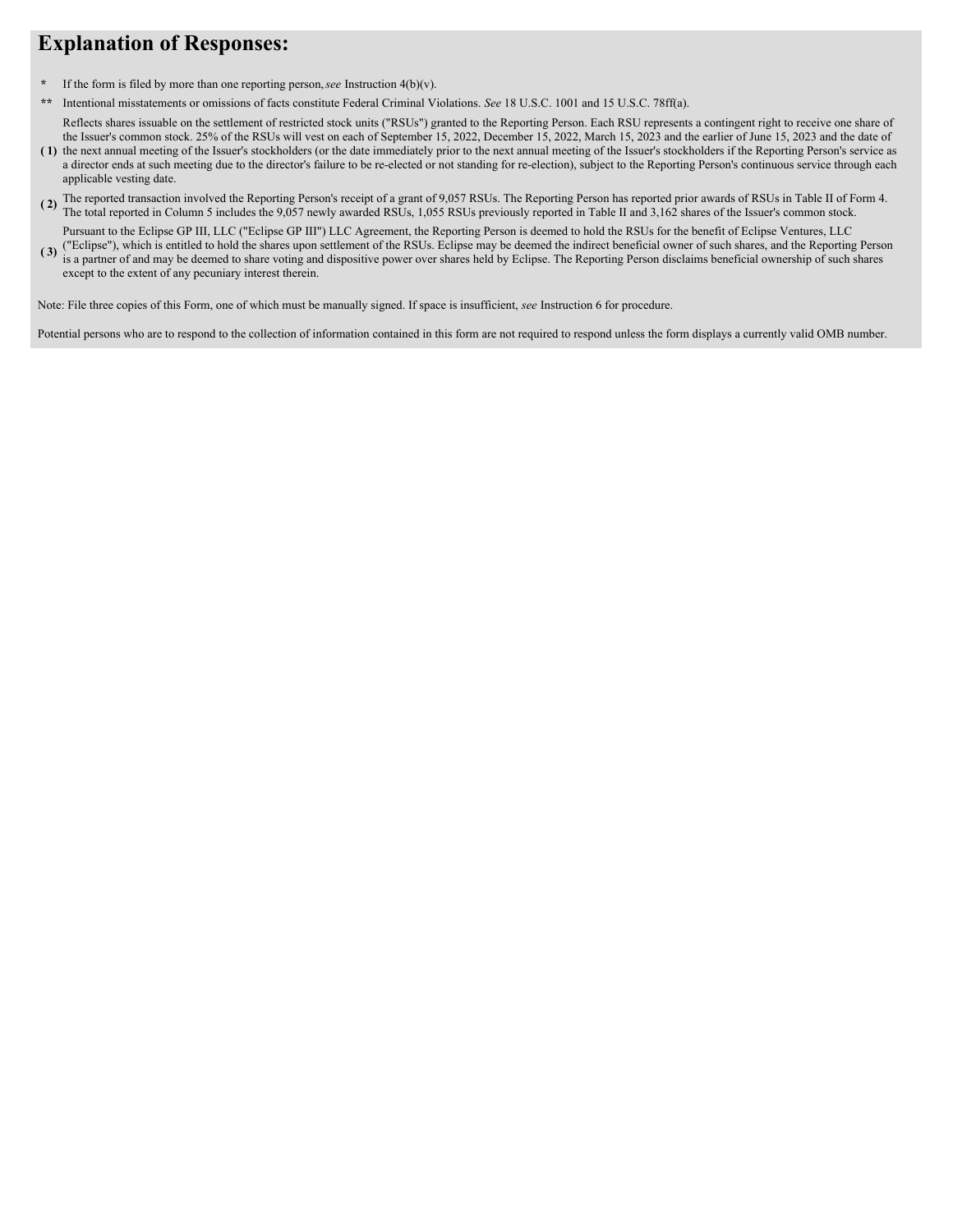## Explanation of Responses:

\* If the form is filed by more than one reporting person, *see* Instruction 4(b)(v).

\*\* Intentional misstatements or omissions of facts constitute Federal Criminal Violations. *See* 18 U.S.C. 1001 and 15 U.S.C. 78ff(a).

( 1) Reflects shares issuable on the settlement of restricted stock units ("RSUs") granted to the Reporting Person. Each RSU represents a contingent right to receive one share of the Issuer's common stock. 25% of the RSUs will vest on each of September 15, 2022, December 15, 2022, March 15, 2023 and the earlier of June 15, 2023 and the date of the next annual meeting of the Issuer's stockholders (or the date immediately prior to the next annual meeting of the Issuer's stockholders if the Reporting Person's service as a director ends at such meeting due to the director's failure to be re-elected or not standing for re-election), subject to the Reporting Person's continuous service through each applicable vesting date.

( 2) The reported transaction involved the Reporting Person's receipt of a grant of 9,057 RSUs. The Reporting Person has reported prior awards of RSUs in Table II of Form 4. The total reported in Column 5 includes the 9,057 newly awarded RSUs, 1,055 RSUs previously reported in Table II and 3,162 shares of the Issuer's common stock.

( 3) Pursuant to the Eclipse GP III, LLC ("Eclipse GP III") LLC Agreement, the Reporting Person is deemed to hold the RSUs for the benefit of Eclipse Ventures, LLC ("Eclipse"), which is entitled to hold the shares upon settlement of the RSUs. Eclipse may be deemed the indirect beneficial owner of such shares, and the Reporting Person is a partner of and may be deemed to share voting and dispositive power over shares held by Eclipse. The Reporting Person disclaims beneficial ownership of such shares except to the extent of any pecuniary interest therein.

Note: File three copies of this Form, one of which must be manually signed. If space is insufficient, *see* Instruction 6 for procedure.

Potential persons who are to respond to the collection of information contained in this form are not required to respond unless the form displays a currently valid OMB number.